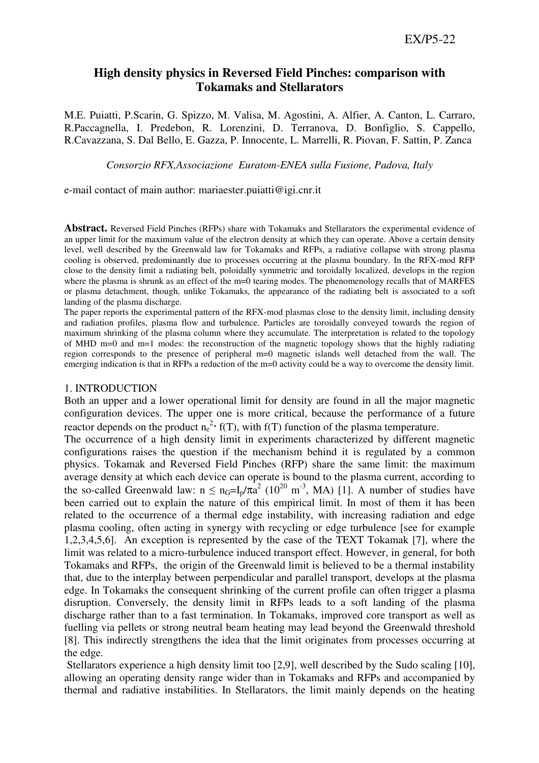# High density physics in Reversed Field Pinches: comparison with Tokamaks and Stellarators

M.E. Puiatti, P.Scarin, G. Spizzo, M. Valisa, M. Agostini, A. Alfier, A. Canton, L. Carraro, R.Paccagnella, I. Predebon, R. Lorenzini, D. Terranova, D. Bonfiglio, S. Cappello, R.Cavazzana, S. Dal Bello, E. Gazza, P. Innocente, L. Marrelli, R. Piovan, F. Sattin, P. Zanca

*Consorzio RFX,Associazione Euratom-ENEA sulla Fusione, Padova, Italy*

e-mail contact of main author: mariaester.puiatti@igi.cnr.it

**Abstract.** Reversed Field Pinches (RFPs) share with Tokamaks and Stellarators the experimental evidence of an upper limit for the maximum value of the electron density at which they can operate. Above a certain density level, well described by the Greenwald law for Tokamaks and RFPs, a radiative collapse with strong plasma cooling is observed, predominantly due to processes occurring at the plasma boundary. In the RFX-mod RFP close to the density limit a radiating belt, poloidally symmetric and toroidally localized, develops in the region where the plasma is shrunk as an effect of the m=0 tearing modes. The phenomenology recalls that of MARFES or plasma detachment, though, unlike Tokamaks, the appearance of the radiating belt is associated to a soft landing of the plasma discharge.

The paper reports the experimental pattern of the RFX-mod plasmas close to the density limit, including density and radiation profiles, plasma flow and turbulence. Particles are toroidally conveyed towards the region of maximum shrinking of the plasma column where they accumulate. The interpretation is related to the topology of MHD m=0 and m=1 modes: the reconstruction of the magnetic topology shows that the highly radiating region corresponds to the presence of peripheral m=0 magnetic islands well detached from the wall. The emerging indication is that in RFPs a reduction of the m=0 activity could be a way to overcome the density limit.

## 1. INTRODUCTION

Both an upper and a lower operational limit for density are found in all the major magnetic configuration devices. The upper one is more critical, because the performance of a future reactor depends on the product $n_e^2 \cdot f(T)$, with f(T) function of the plasma temperature.

The occurrence of a high density limit in experiments characterized by different magnetic configurations raises the question if the mechanism behind it is regulated by a common physics. Tokamak and Reversed Field Pinches (RFP) share the same limit: the maximum average density at which each device can operate is bound to the plasma current, according to the so-called Greenwald law: $n \leq n_G = I_p/\pi a^2$ ($10^{20}$ $m^{-3}$, MA) [1]. A number of studies have been carried out to explain the nature of this empirical limit. In most of them it has been related to the occurrence of a thermal edge instability, with increasing radiation and edge plasma cooling, often acting in synergy with recycling or edge turbulence [see for example 1,2,3,4,5,6]. An exception is represented by the case of the TEXT Tokamak [7], where the limit was related to a micro-turbulence induced transport effect. However, in general, for both Tokamaks and RFPs, the origin of the Greenwald limit is believed to be a thermal instability that, due to the interplay between perpendicular and parallel transport, develops at the plasma edge. In Tokamaks the consequent shrinking of the current profile can often trigger a plasma disruption. Conversely, the density limit in RFPs leads to a soft landing of the plasma discharge rather than to a fast termination. In Tokamaks, improved core transport as well as fuelling via pellets or strong neutral beam heating may lead beyond the Greenwald threshold [8]. This indirectly strengthens the idea that the limit originates from processes occurring at the edge.

Stellarators experience a high density limit too [2,9], well described by the Sudo scaling [10], allowing an operating density range wider than in Tokamaks and RFPs and accompanied by thermal and radiative instabilities. In Stellarators, the limit mainly depends on the heating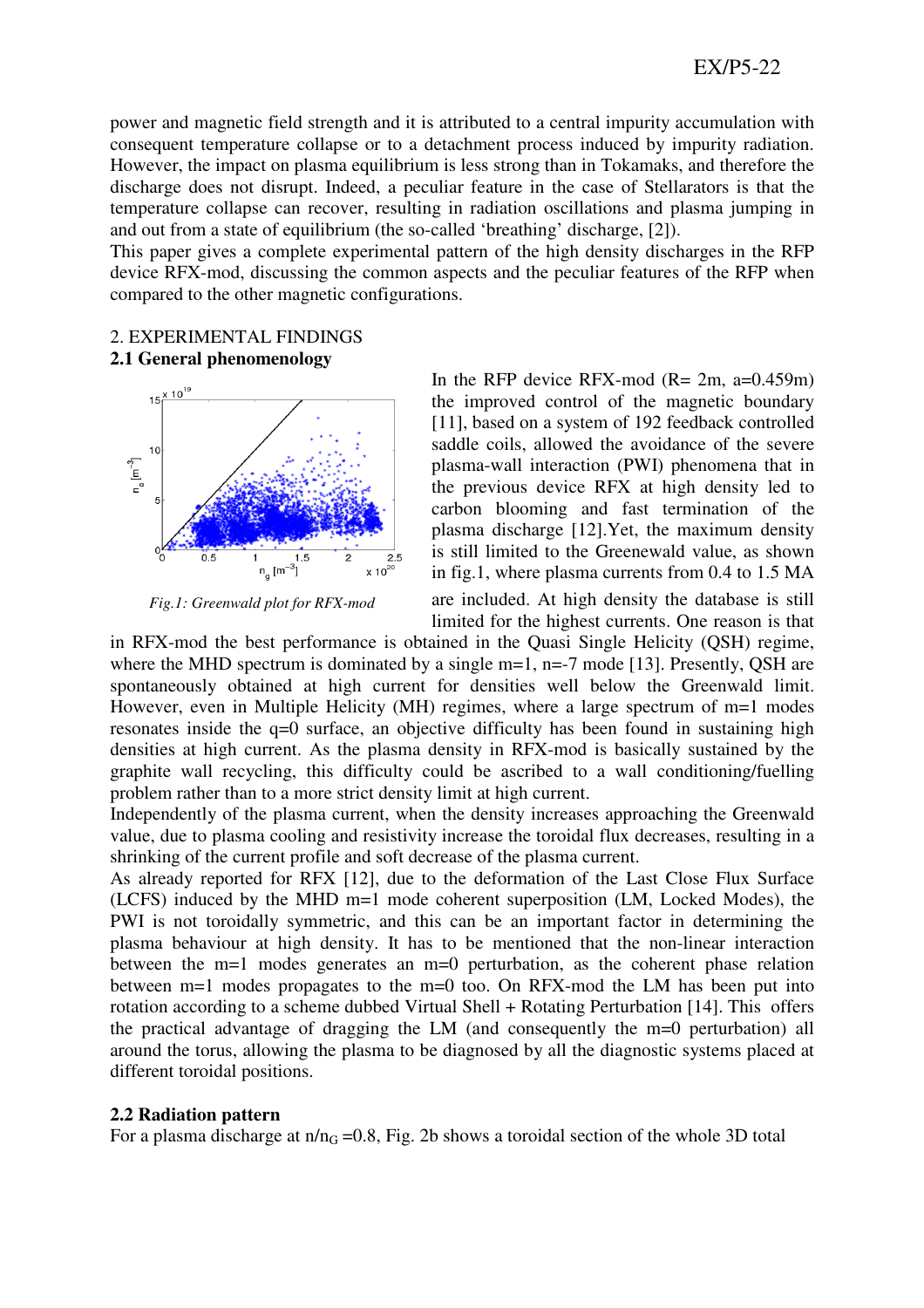power and magnetic field strength and it is attributed to a central impurity accumulation with consequent temperature collapse or to a detachment process induced by impurity radiation. However, the impact on plasma equilibrium is less strong than in Tokamaks, and therefore the discharge does not disrupt. Indeed, a peculiar feature in the case of Stellarators is that the temperature collapse can recover, resulting in radiation oscillations and plasma jumping in and out from a state of equilibrium (the so-called 'breathing' discharge, [2]).

This paper gives a complete experimental pattern of the high density discharges in the RFP device RFX-mod, discussing the common aspects and the peculiar features of the RFP when compared to the other magnetic configurations.

## 2. EXPERIMENTAL FINDINGS

### 2.1 General phenomenology

*Fig.1: Greenwald plot for RFX-mod*

In the RFP device RFX-mod (R= 2m, a=0.459m) the improved control of the magnetic boundary [11], based on a system of 192 feedback controlled saddle coils, allowed the avoidance of the severe plasma-wall interaction (PWI) phenomena that in the previous device RFX at high density led to carbon blooming and fast termination of the plasma discharge [12].Yet, the maximum density is still limited to the Greenewald value, as shown in fig.1, where plasma currents from 0.4 to 1.5 MA are included. At high density the database is still limited for the highest currents. One reason is that in RFX-mod the best performance is obtained in the Quasi Single Helicity (QSH) regime, where the MHD spectrum is dominated by a single m=1, n=-7 mode [13]. Presently, QSH are spontaneously obtained at high current for densities well below the Greenwald limit. However, even in Multiple Helicity (MH) regimes, where a large spectrum of m=1 modes resonates inside the q=0 surface, an objective difficulty has been found in sustaining high densities at high current. As the plasma density in RFX-mod is basically sustained by the graphite wall recycling, this difficulty could be ascribed to a wall conditioning/fuelling problem rather than to a more strict density limit at high current.

Independently of the plasma current, when the density increases approaching the Greenwald value, due to plasma cooling and resistivity increase the toroidal flux decreases, resulting in a shrinking of the current profile and soft decrease of the plasma current.

As already reported for RFX [12], due to the deformation of the Last Close Flux Surface (LCFS) induced by the MHD m=1 mode coherent superposition (LM, Locked Modes), the PWI is not toroidally symmetric, and this can be an important factor in determining the plasma behaviour at high density. It has to be mentioned that the non-linear interaction between the m=1 modes generates an m=0 perturbation, as the coherent phase relation between m=1 modes propagates to the m=0 too. On RFX-mod the LM has been put into rotation according to a scheme dubbed Virtual Shell + Rotating Perturbation [14]. This offers the practical advantage of dragging the LM (and consequently the m=0 perturbation) all around the torus, allowing the plasma to be diagnosed by all the diagnostic systems placed at different toroidal positions.

### 2.2 Radiation pattern

For a plasma discharge at $n/n_G$ =0.8, Fig. 2b shows a toroidal section of the whole 3D total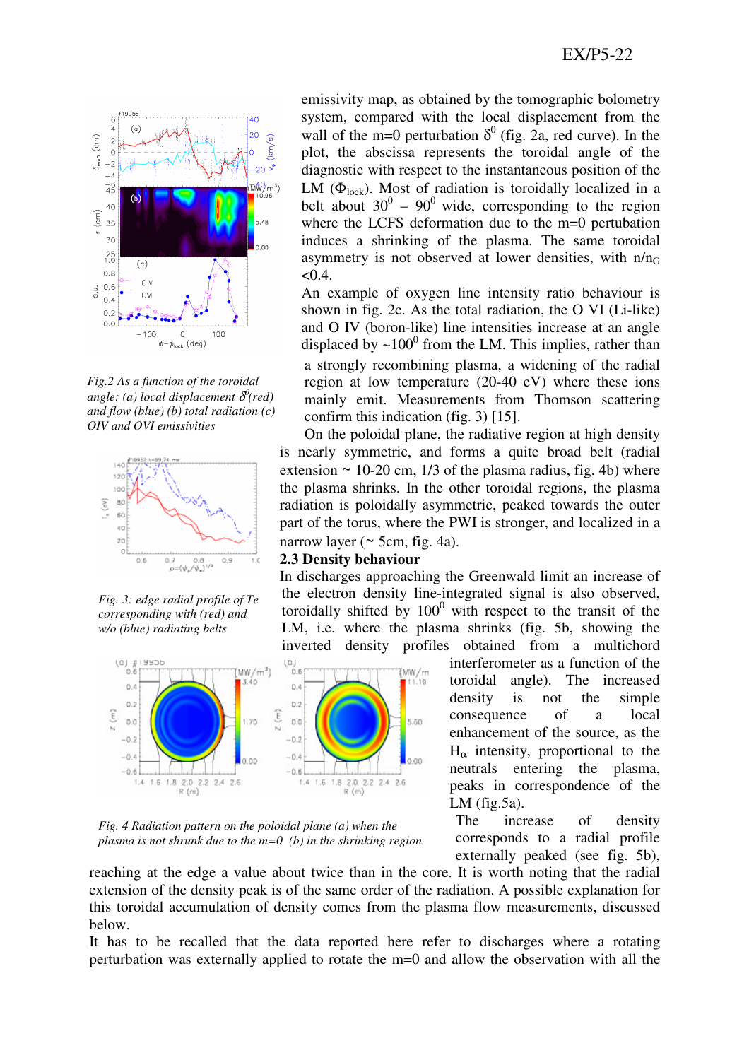emissivity map, as obtained by the tomographic bolometry system, compared with the local displacement from the wall of the m=0 perturbation $\delta^0$ (fig. 2a, red curve). In the plot, the abscissa represents the toroidal angle of the diagnostic with respect to the instantaneous position of the LM ($\Phi_{lock}$). Most of radiation is toroidally localized in a belt about $30^0$ – $90^0$ wide, corresponding to the region where the LCFS deformation due to the m=0 pertubation induces a shrinking of the plasma. The same toroidal asymmetry is not observed at lower densities, with $n/n_G$ <0.4.

An example of oxygen line intensity ratio behaviour is shown in fig. 2c. As the total radiation, the O VI (Li-like) and O IV (boron-like) line intensities increase at an angle displaced by ~$100^0$ from the LM. This implies, rather than a strongly recombining plasma, a widening of the radial region at low temperature (20-40 eV) where these ions mainly emit. Measurements from Thomson scattering confirm this indication (fig. 3) [15].

*Fig.2 As a function of the toroidal angle: (a) local displacement $\delta^0$(red) and flow (blue) (b) total radiation (c) OIV and OVI emissivities*

*Fig. 3: edge radial profile of Te corresponding with (red) and w/o (blue) radiating belts*

On the poloidal plane, the radiative region at high density is nearly symmetric, and forms a quite broad belt (radial extension ~ 10-20 cm, 1/3 of the plasma radius, fig. 4b) where the plasma shrinks. In the other toroidal regions, the plasma radiation is poloidally asymmetric, peaked towards the outer part of the torus, where the PWI is stronger, and localized in a narrow layer (~ 5cm, fig. 4a).

### 2.3 Density behaviour

In discharges approaching the Greenwald limit an increase of the electron density line-integrated signal is also observed, toroidally shifted by $100^0$ with respect to the transit of the LM, i.e. where the plasma shrinks (fig. 5b, showing the inverted density profiles obtained from a multichord interferometer as a function of the toroidal angle). The increased density is not the simple consequence of a local enhancement of the source, as the $H_\alpha$ intensity, proportional to the neutrals entering the plasma, peaks in correspondence of the LM (fig.5a).

*Fig. 4 Radiation pattern on the poloidal plane (a) when the plasma is not shrunk due to the m=0 (b) in the shrinking region*

The increase of density corresponds to a radial profile externally peaked (see fig. 5b), reaching at the edge a value about twice than in the core. It is worth noting that the radial extension of the density peak is of the same order of the radiation. A possible explanation for this toroidal accumulation of density comes from the plasma flow measurements, discussed below.

It has to be recalled that the data reported here refer to discharges where a rotating perturbation was externally applied to rotate the m=0 and allow the observation with all the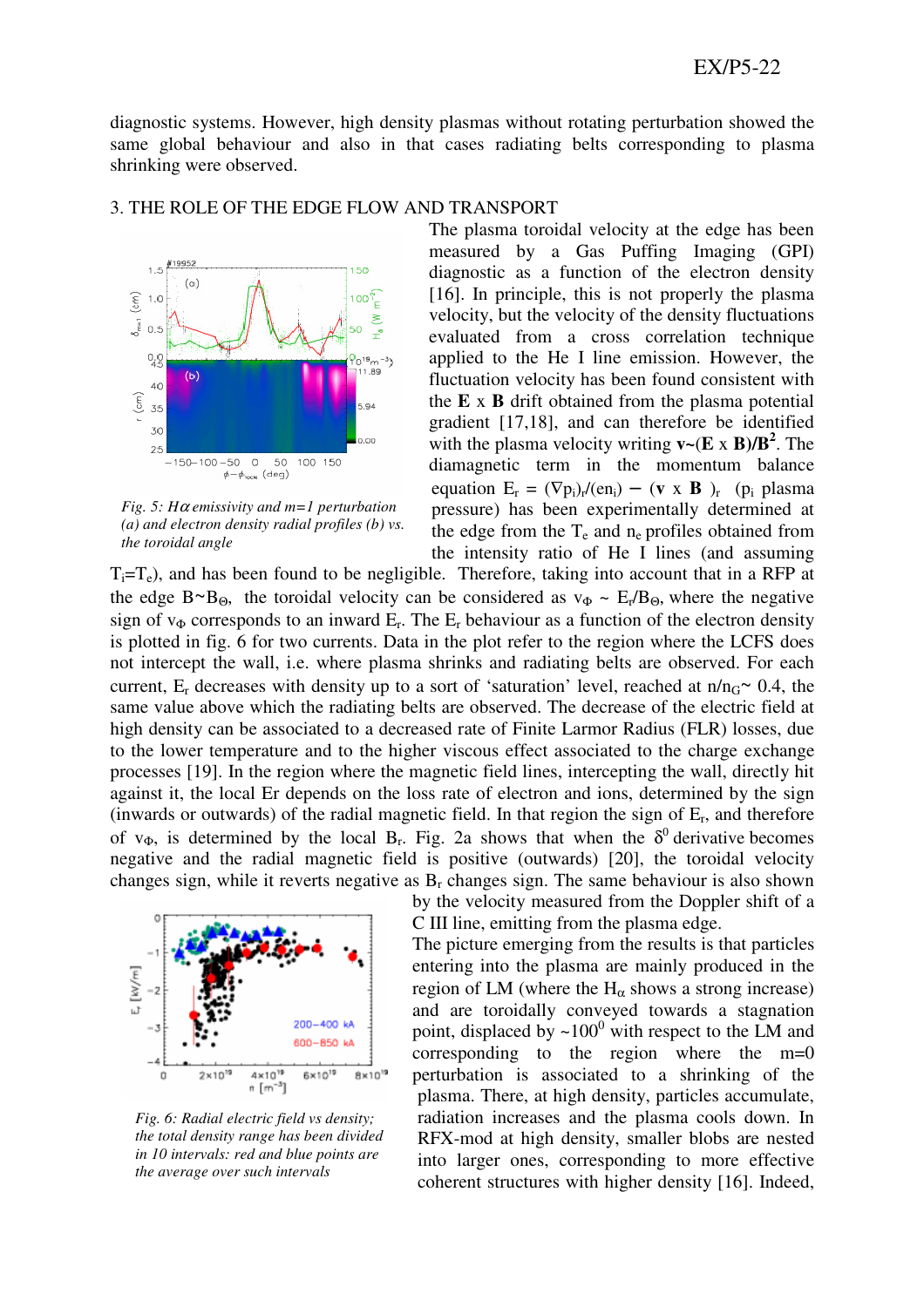diagnostic systems. However, high density plasmas without rotating perturbation showed the same global behaviour and also in that cases radiating belts corresponding to plasma shrinking were observed.

## 3. THE ROLE OF THE EDGE FLOW AND TRANSPORT

*Fig. 5: Hα emissivity and m=1 perturbation (a) and electron density radial profiles (b) vs. the toroidal angle*

The plasma toroidal velocity at the edge has been measured by a Gas Puffing Imaging (GPI) diagnostic as a function of the electron density [16]. In principle, this is not properly the plasma velocity, but the velocity of the density fluctuations evaluated from a cross correlation technique applied to the He I line emission. However, the fluctuation velocity has been found consistent with the **E** x **B** drift obtained from the plasma potential gradient [17,18], and can therefore be identified with the plasma velocity writing $\mathbf{v} \sim (\mathbf{E} \times \mathbf{B})/\mathbf{B}^2$. The diamagnetic term in the momentum balance equation $E_r = (\nabla p_i)_r/(en_i) - (\mathbf{v} \times \mathbf{B})_r$ ($p_i$ plasma pressure) has been experimentally determined at the edge from the $T_e$ and $n_e$ profiles obtained from the intensity ratio of He I lines (and assuming $T_i$=$T_e$), and has been found to be negligible. Therefore, taking into account that in a RFP at the edge $B \sim B_\Theta$, the toroidal velocity can be considered as $v_\Phi \sim E_r/B_\Theta$, where the negative sign of $v_\Phi$ corresponds to an inward $E_r$. The $E_r$ behaviour as a function of the electron density is plotted in fig. 6 for two currents. Data in the plot refer to the region where the LCFS does not intercept the wall, i.e. where plasma shrinks and radiating belts are observed. For each current, $E_r$ decreases with density up to a sort of 'saturation' level, reached at $n/n_G \sim 0.4$, the same value above which the radiating belts are observed. The decrease of the electric field at high density can be associated to a decreased rate of Finite Larmor Radius (FLR) losses, due to the lower temperature and to the higher viscous effect associated to the charge exchange processes [19]. In the region where the magnetic field lines, intercepting the wall, directly hit against it, the local Er depends on the loss rate of electron and ions, determined by the sign (inwards or outwards) of the radial magnetic field. In that region the sign of $E_r$, and therefore of $v_\Phi$, is determined by the local $B_r$. Fig. 2a shows that when the $\delta^0$ derivative becomes negative and the radial magnetic field is positive (outwards) [20], the toroidal velocity changes sign, while it reverts negative as $B_r$ changes sign. The same behaviour is also shown by the velocity measured from the Doppler shift of a C III line, emitting from the plasma edge.

*Fig. 6: Radial electric field vs density; the total density range has been divided in 10 intervals: red and blue points are the average over such intervals*

The picture emerging from the results is that particles entering into the plasma are mainly produced in the region of LM (where the $H_\alpha$ shows a strong increase) and are toroidally conveyed towards a stagnation point, displaced by ~$100^0$ with respect to the LM and corresponding to the region where the m=0 perturbation is associated to a shrinking of the plasma. There, at high density, particles accumulate, radiation increases and the plasma cools down. In RFX-mod at high density, smaller blobs are nested into larger ones, corresponding to more effective coherent structures with higher density [16]. Indeed,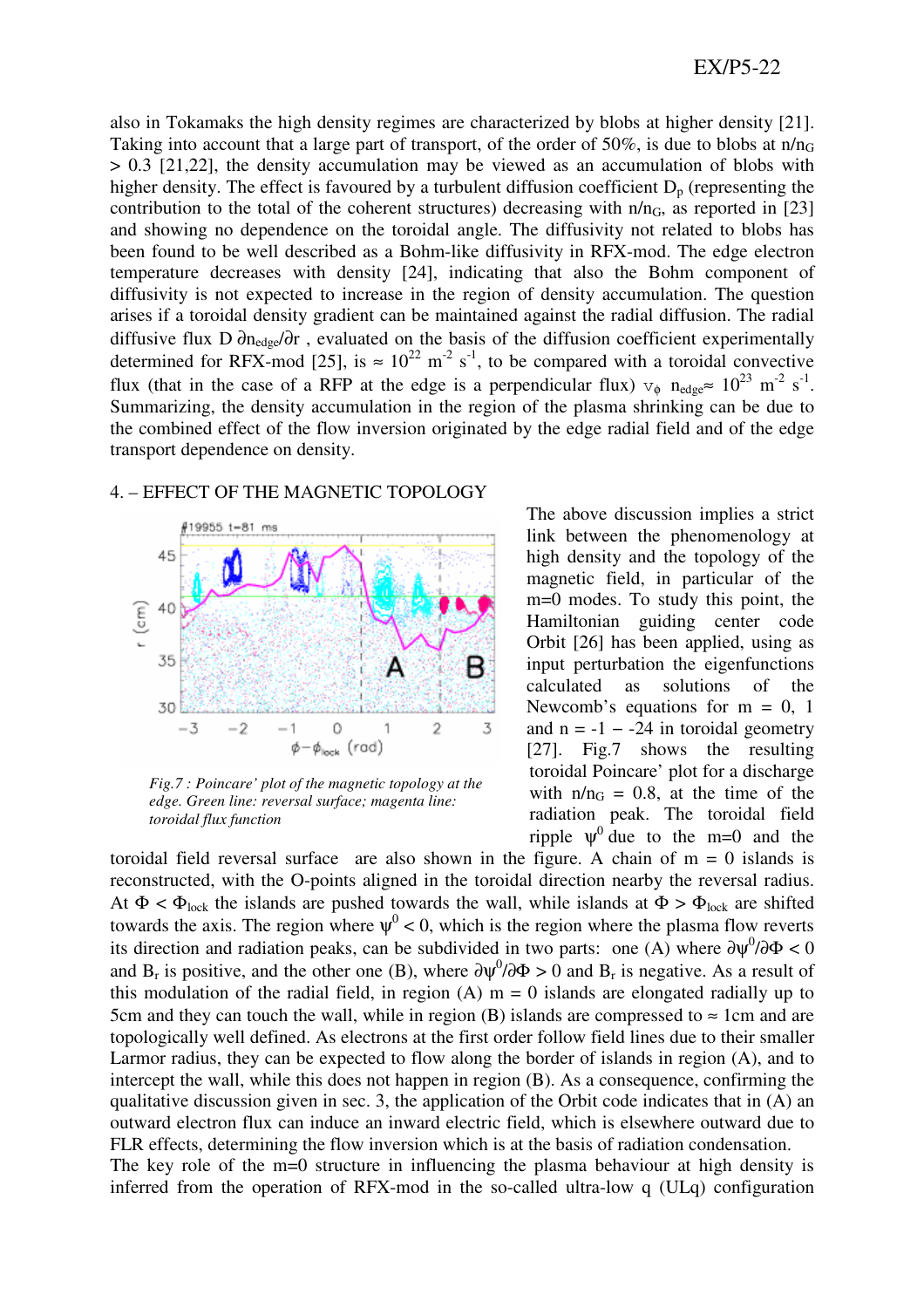also in Tokamaks the high density regimes are characterized by blobs at higher density [21]. Taking into account that a large part of transport, of the order of 50%, is due to blobs at $n/n_G > 0.3$ [21,22], the density accumulation may be viewed as an accumulation of blobs with higher density. The effect is favoured by a turbulent diffusion coefficient $D_p$ (representing the contribution to the total of the coherent structures) decreasing with $n/n_G$, as reported in [23] and showing no dependence on the toroidal angle. The diffusivity not related to blobs has been found to be well described as a Bohm-like diffusivity in RFX-mod. The edge electron temperature decreases with density [24], indicating that also the Bohm component of diffusivity is not expected to increase in the region of density accumulation. The question arises if a toroidal density gradient can be maintained against the radial diffusion. The radial diffusive flux $D\, \partial n_{edge}/\partial r$ , evaluated on the basis of the diffusion coefficient experimentally determined for RFX-mod [25], is $\approx 10^{22}$ m$^{-2}$ s$^{-1}$, to be compared with a toroidal convective flux (that in the case of a RFP at the edge is a perpendicular flux) $v_\phi\ n_{edge} \approx 10^{23}$ m$^{-2}$ s$^{-1}$. Summarizing, the density accumulation in the region of the plasma shrinking can be due to the combined effect of the flow inversion originated by the edge radial field and of the edge transport dependence on density.

## 4. – EFFECT OF THE MAGNETIC TOPOLOGY

*Fig.7 : Poincare' plot of the magnetic topology at the edge. Green line: reversal surface; magenta line: toroidal flux function*

The above discussion implies a strict link between the phenomenology at high density and the topology of the magnetic field, in particular of the m=0 modes. To study this point, the Hamiltonian guiding center code Orbit [26] has been applied, using as input perturbation the eigenfunctions calculated as solutions of the Newcomb's equations for m = 0, 1 and n = -1 – -24 in toroidal geometry [27]. Fig.7 shows the resulting toroidal Poincare' plot for a discharge with $n/n_G = 0.8$, at the time of the radiation peak. The toroidal field ripple $\psi^0$ due to the m=0 and the toroidal field reversal surface are also shown in the figure. A chain of m = 0 islands is reconstructed, with the O-points aligned in the toroidal direction nearby the reversal radius. At $\Phi < \Phi_{lock}$ the islands are pushed towards the wall, while islands at $\Phi > \Phi_{lock}$ are shifted towards the axis. The region where $\psi^0 < 0$, which is the region where the plasma flow reverts its direction and radiation peaks, can be subdivided in two parts: one (A) where $\partial\psi^0/\partial\Phi < 0$ and $B_r$ is positive, and the other one (B), where $\partial\psi^0/\partial\Phi > 0$ and $B_r$ is negative. As a result of this modulation of the radial field, in region (A) m = 0 islands are elongated radially up to 5cm and they can touch the wall, while in region (B) islands are compressed to $\approx$ 1cm and are topologically well defined. As electrons at the first order follow field lines due to their smaller Larmor radius, they can be expected to flow along the border of islands in region (A), and to intercept the wall, while this does not happen in region (B). As a consequence, confirming the qualitative discussion given in sec. 3, the application of the Orbit code indicates that in (A) an outward electron flux can induce an inward electric field, which is elsewhere outward due to FLR effects, determining the flow inversion which is at the basis of radiation condensation.

The key role of the m=0 structure in influencing the plasma behaviour at high density is inferred from the operation of RFX-mod in the so-called ultra-low q (ULq) configuration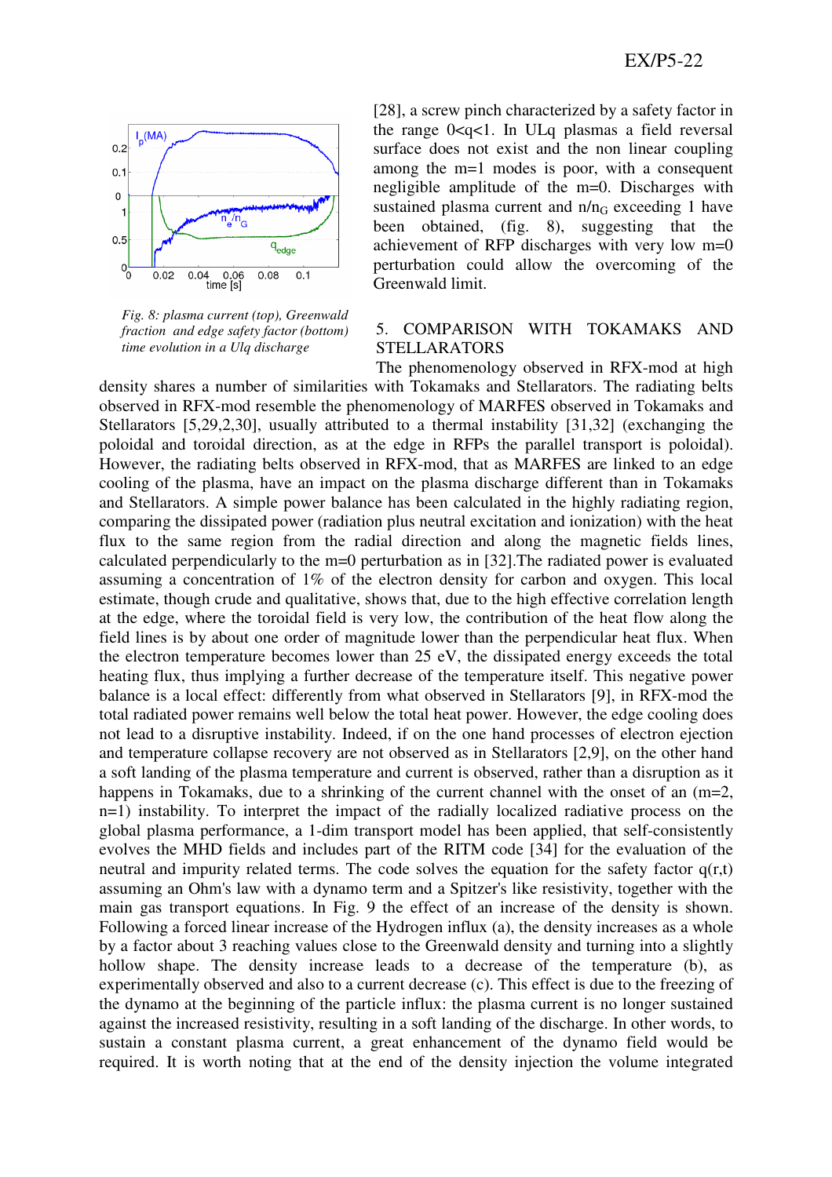Fig. 8: plasma current (top), Greenwald fraction and edge safety factor (bottom) time evolution in a Ulq discharge

[28], a screw pinch characterized by a safety factor in the range 0<q<1. In ULq plasmas a field reversal surface does not exist and the non linear coupling among the m=1 modes is poor, with a consequent negligible amplitude of the m=0. Discharges with sustained plasma current and $n/n_G$ exceeding 1 have been obtained, (fig. 8), suggesting that the achievement of RFP discharges with very low m=0 perturbation could allow the overcoming of the Greenwald limit.

## 5. COMPARISON WITH TOKAMAKS AND STELLARATORS

The phenomenology observed in RFX-mod at high density shares a number of similarities with Tokamaks and Stellarators. The radiating belts observed in RFX-mod resemble the phenomenology of MARFES observed in Tokamaks and Stellarators [5,29,2,30], usually attributed to a thermal instability [31,32] (exchanging the poloidal and toroidal direction, as at the edge in RFPs the parallel transport is poloidal). However, the radiating belts observed in RFX-mod, that as MARFES are linked to an edge cooling of the plasma, have an impact on the plasma discharge different than in Tokamaks and Stellarators. A simple power balance has been calculated in the highly radiating region, comparing the dissipated power (radiation plus neutral excitation and ionization) with the heat flux to the same region from the radial direction and along the magnetic fields lines, calculated perpendicularly to the m=0 perturbation as in [32].The radiated power is evaluated assuming a concentration of 1% of the electron density for carbon and oxygen. This local estimate, though crude and qualitative, shows that, due to the high effective correlation length at the edge, where the toroidal field is very low, the contribution of the heat flow along the field lines is by about one order of magnitude lower than the perpendicular heat flux. When the electron temperature becomes lower than 25 eV, the dissipated energy exceeds the total heating flux, thus implying a further decrease of the temperature itself. This negative power balance is a local effect: differently from what observed in Stellarators [9], in RFX-mod the total radiated power remains well below the total heat power. However, the edge cooling does not lead to a disruptive instability. Indeed, if on the one hand processes of electron ejection and temperature collapse recovery are not observed as in Stellarators [2,9], on the other hand a soft landing of the plasma temperature and current is observed, rather than a disruption as it happens in Tokamaks, due to a shrinking of the current channel with the onset of an (m=2, n=1) instability. To interpret the impact of the radially localized radiative process on the global plasma performance, a 1-dim transport model has been applied, that self-consistently evolves the MHD fields and includes part of the RITM code [34] for the evaluation of the neutral and impurity related terms. The code solves the equation for the safety factor q(r,t) assuming an Ohm's law with a dynamo term and a Spitzer's like resistivity, together with the main gas transport equations. In Fig. 9 the effect of an increase of the density is shown. Following a forced linear increase of the Hydrogen influx (a), the density increases as a whole by a factor about 3 reaching values close to the Greenwald density and turning into a slightly hollow shape. The density increase leads to a decrease of the temperature (b), as experimentally observed and also to a current decrease (c). This effect is due to the freezing of the dynamo at the beginning of the particle influx: the plasma current is no longer sustained against the increased resistivity, resulting in a soft landing of the discharge. In other words, to sustain a constant plasma current, a great enhancement of the dynamo field would be required. It is worth noting that at the end of the density injection the volume integrated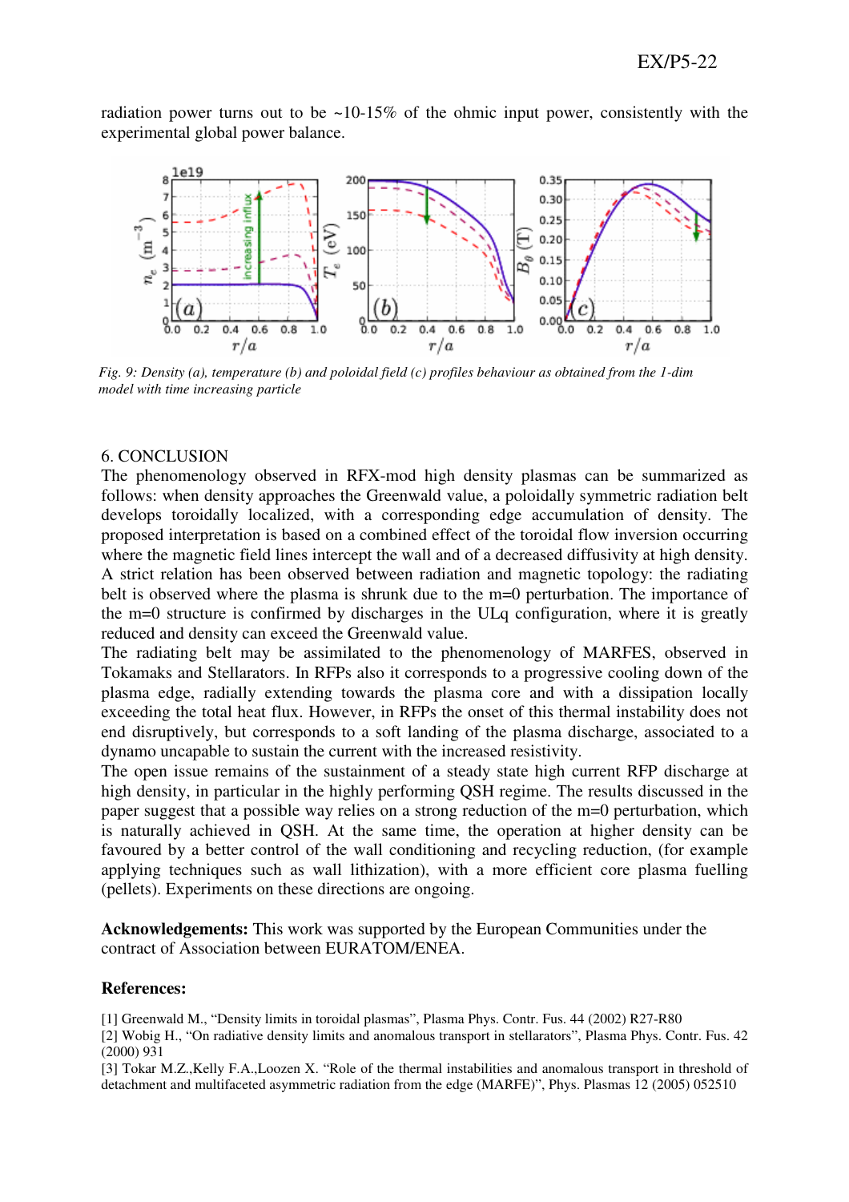radiation power turns out to be ~10-15% of the ohmic input power, consistently with the experimental global power balance.

*Fig. 9: Density (a), temperature (b) and poloidal field (c) profiles behaviour as obtained from the 1-dim model with time increasing particle*

## 6. CONCLUSION

The phenomenology observed in RFX-mod high density plasmas can be summarized as follows: when density approaches the Greenwald value, a poloidally symmetric radiation belt develops toroidally localized, with a corresponding edge accumulation of density. The proposed interpretation is based on a combined effect of the toroidal flow inversion occurring where the magnetic field lines intercept the wall and of a decreased diffusivity at high density. A strict relation has been observed between radiation and magnetic topology: the radiating belt is observed where the plasma is shrunk due to the m=0 perturbation. The importance of the m=0 structure is confirmed by discharges in the ULq configuration, where it is greatly reduced and density can exceed the Greenwald value.

The radiating belt may be assimilated to the phenomenology of MARFES, observed in Tokamaks and Stellarators. In RFPs also it corresponds to a progressive cooling down of the plasma edge, radially extending towards the plasma core and with a dissipation locally exceeding the total heat flux. However, in RFPs the onset of this thermal instability does not end disruptively, but corresponds to a soft landing of the plasma discharge, associated to a dynamo uncapable to sustain the current with the increased resistivity.

The open issue remains of the sustainment of a steady state high current RFP discharge at high density, in particular in the highly performing QSH regime. The results discussed in the paper suggest that a possible way relies on a strong reduction of the m=0 perturbation, which is naturally achieved in QSH. At the same time, the operation at higher density can be favoured by a better control of the wall conditioning and recycling reduction, (for example applying techniques such as wall lithization), with a more efficient core plasma fuelling (pellets). Experiments on these directions are ongoing.

**Acknowledgements:** This work was supported by the European Communities under the contract of Association between EURATOM/ENEA.

**References:**

[1] Greenwald M., "Density limits in toroidal plasmas", Plasma Phys. Contr. Fus. 44 (2002) R27-R80

[2] Wobig H., "On radiative density limits and anomalous transport in stellarators", Plasma Phys. Contr. Fus. 42 (2000) 931

[3] Tokar M.Z.,Kelly F.A.,Loozen X. "Role of the thermal instabilities and anomalous transport in threshold of detachment and multifaceted asymmetric radiation from the edge (MARFE)", Phys. Plasmas 12 (2005) 052510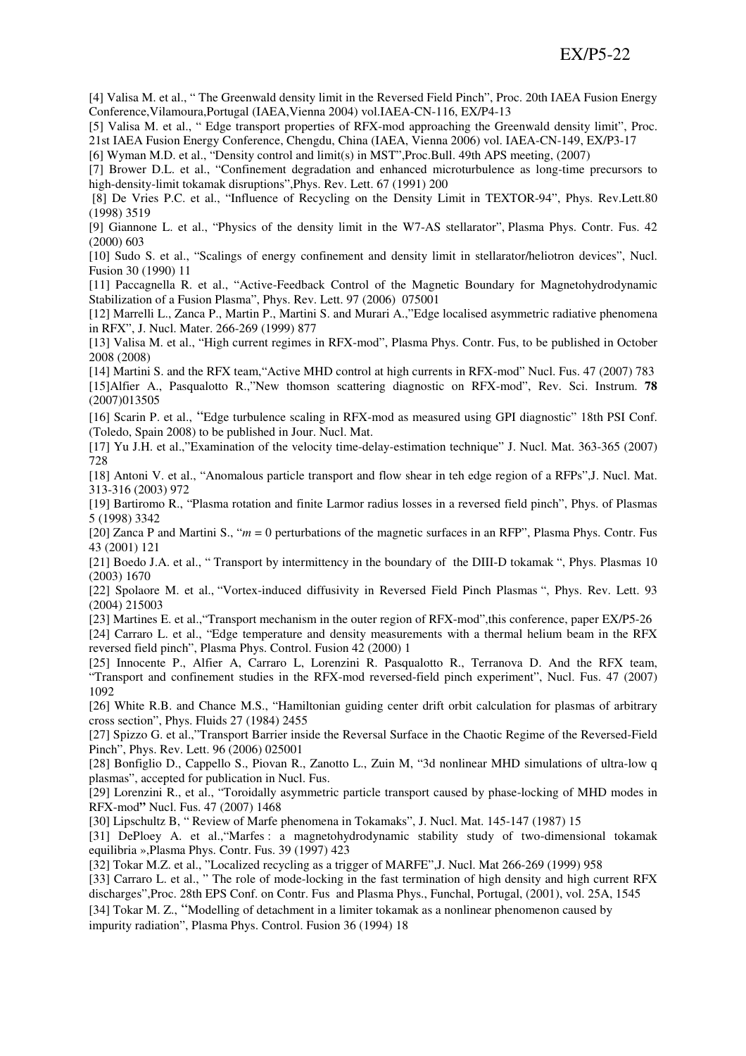[4] Valisa M. et al., " The Greenwald density limit in the Reversed Field Pinch", Proc. 20th IAEA Fusion Energy Conference,Vilamoura,Portugal (IAEA,Vienna 2004) vol.IAEA-CN-116, EX/P4-13

[5] Valisa M. et al., " Edge transport properties of RFX-mod approaching the Greenwald density limit", Proc. 21st IAEA Fusion Energy Conference, Chengdu, China (IAEA, Vienna 2006) vol. IAEA-CN-149, EX/P3-17

[6] Wyman M.D. et al., "Density control and limit(s) in MST",Proc.Bull. 49th APS meeting, (2007)

[7] Brower D.L. et al., "Confinement degradation and enhanced microturbulence as long-time precursors to high-density-limit tokamak disruptions",Phys. Rev. Lett. 67 (1991) 200

[8] De Vries P.C. et al., "Influence of Recycling on the Density Limit in TEXTOR-94", Phys. Rev.Lett.80 (1998) 3519

[9] Giannone L. et al., "Physics of the density limit in the W7-AS stellarator", Plasma Phys. Contr. Fus. 42 (2000) 603

[10] Sudo S. et al., "Scalings of energy confinement and density limit in stellarator/heliotron devices", Nucl. Fusion 30 (1990) 11

[11] Paccagnella R. et al., "Active-Feedback Control of the Magnetic Boundary for Magnetohydrodynamic Stabilization of a Fusion Plasma", Phys. Rev. Lett. 97 (2006) 075001

[12] Marrelli L., Zanca P., Martin P., Martini S. and Murari A.,"Edge localised asymmetric radiative phenomena in RFX", J. Nucl. Mater. 266-269 (1999) 877

[13] Valisa M. et al., "High current regimes in RFX-mod", Plasma Phys. Contr. Fus, to be published in October 2008 (2008)

[14] Martini S. and the RFX team,"Active MHD control at high currents in RFX-mod" Nucl. Fus. 47 (2007) 783

[15]Alfier A., Pasqualotto R.,"New thomson scattering diagnostic on RFX-mod", Rev. Sci. Instrum. **78** (2007)013505

[16] Scarin P. et al., "Edge turbulence scaling in RFX-mod as measured using GPI diagnostic" 18th PSI Conf. (Toledo, Spain 2008) to be published in Jour. Nucl. Mat.

[17] Yu J.H. et al.,"Examination of the velocity time-delay-estimation technique" J. Nucl. Mat. 363-365 (2007) 728

[18] Antoni V. et al., "Anomalous particle transport and flow shear in teh edge region of a RFPs",J. Nucl. Mat. 313-316 (2003) 972

[19] Bartiromo R., "Plasma rotation and finite Larmor radius losses in a reversed field pinch", Phys. of Plasmas 5 (1998) 3342

[20] Zanca P and Martini S., "$m$ = 0 perturbations of the magnetic surfaces in an RFP", Plasma Phys. Contr. Fus 43 (2001) 121

[21] Boedo J.A. et al., " Transport by intermittency in the boundary of the DIII-D tokamak ", Phys. Plasmas 10 (2003) 1670

[22] Spolaore M. et al., "Vortex-induced diffusivity in Reversed Field Pinch Plasmas ", Phys. Rev. Lett. 93 (2004) 215003

[23] Martines E. et al.,"Transport mechanism in the outer region of RFX-mod",this conference, paper EX/P5-26

[24] Carraro L. et al., "Edge temperature and density measurements with a thermal helium beam in the RFX reversed field pinch", Plasma Phys. Control. Fusion 42 (2000) 1

[25] Innocente P., Alfier A, Carraro L, Lorenzini R. Pasqualotto R., Terranova D. And the RFX team, "Transport and confinement studies in the RFX-mod reversed-field pinch experiment", Nucl. Fus. 47 (2007) 1092

[26] White R.B. and Chance M.S., "Hamiltonian guiding center drift orbit calculation for plasmas of arbitrary cross section", Phys. Fluids 27 (1984) 2455

[27] Spizzo G. et al.,"Transport Barrier inside the Reversal Surface in the Chaotic Regime of the Reversed-Field Pinch", Phys. Rev. Lett. 96 (2006) 025001

[28] Bonfiglio D., Cappello S., Piovan R., Zanotto L., Zuin M, "3d nonlinear MHD simulations of ultra-low q plasmas", accepted for publication in Nucl. Fus.

[29] Lorenzini R., et al., "Toroidally asymmetric particle transport caused by phase-locking of MHD modes in RFX-mod" Nucl. Fus. 47 (2007) 1468

[30] Lipschultz B, " Review of Marfe phenomena in Tokamaks", J. Nucl. Mat. 145-147 (1987) 15

[31] DePloey A. et al.,"Marfes : a magnetohydrodynamic stability study of two-dimensional tokamak equilibria »,Plasma Phys. Contr. Fus. 39 (1997) 423

[32] Tokar M.Z. et al., "Localized recycling as a trigger of MARFE",J. Nucl. Mat 266-269 (1999) 958

[33] Carraro L. et al., " The role of mode-locking in the fast termination of high density and high current RFX discharges",Proc. 28th EPS Conf. on Contr. Fus and Plasma Phys., Funchal, Portugal, (2001), vol. 25A, 1545

[34] Tokar M. Z., "Modelling of detachment in a limiter tokamak as a nonlinear phenomenon caused by impurity radiation", Plasma Phys. Control. Fusion 36 (1994) 18